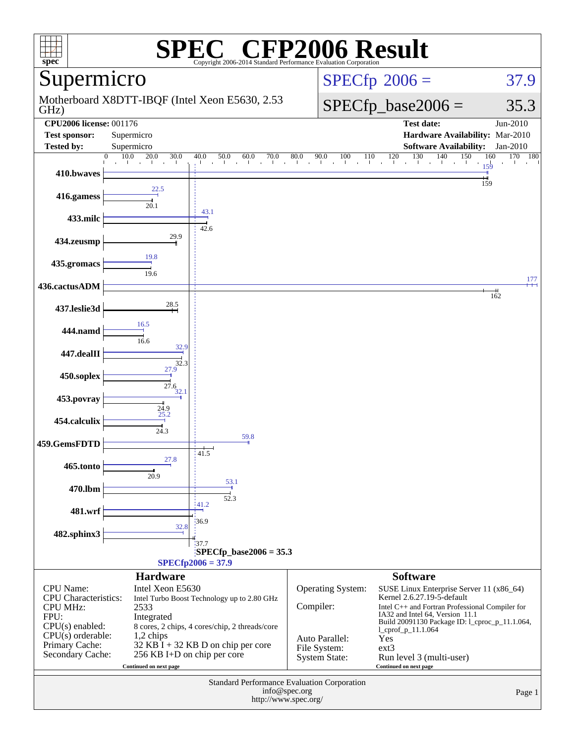# SPEC® CFP2006 Result

Copyright 2006-2014 Standard Performance Evaluation Corporation

## Supermicro

Motherboard X8DTT-IBQF (Intel Xeon E5630, 2.53 GHz)

**SPECfp 2006 = 37.9**

**SPECfp_base2006 = 35.3**

| | | | |
|---|---|---|---|
| **CPU2006 license:** | 001176 | **Test date:** | Jun-2010 |
| **Test sponsor:** | Supermicro | **Hardware Availability:** | Mar-2010 |
| **Tested by:** | Supermicro | **Software Availability:** | Jan-2010 |

| Benchmark | Peak | Base |
|---|---|---|
| 410.bwaves | 159 | 159 |
| 416.gamess | 22.5 | 20.1 |
| 433.milc | 43.1 | 42.6 |
| 434.zeusmp | 29.9 | 29.9 |
| 435.gromacs | 19.8 | 19.6 |
| 436.cactusADM | 177 | 162 |
| 437.leslie3d | 28.5 | 28.5 |
| 444.namd | 16.5 | 16.6 |
| 447.dealII | 32.9 | 32.3 |
| 450.soplex | 27.9 | 27.6 |
| 453.povray | 32.1 | 24.9 |
| 454.calculix | 25.2 | 24.3 |
| 459.GemsFDTD | 59.8 | 41.5 |
| 465.tonto | 27.8 | 20.9 |
| 470.lbm | 53.1 | 52.3 |
| 481.wrf | 41.2 | 36.9 |
| 482.sphinx3 | 32.8 | 37.7 |

SPECfp_base2006 = 35.3

SPECfp2006 = 37.9

### Hardware

| | |
|---|---|
| CPU Name: | Intel Xeon E5630 |
| CPU Characteristics: | Intel Turbo Boost Technology up to 2.80 GHz |
| CPU MHz: | 2533 |
| FPU: | Integrated |
| CPU(s) enabled: | 8 cores, 2 chips, 4 cores/chip, 2 threads/core |
| CPU(s) orderable: | 1,2 chips |
| Primary Cache: | 32 KB I + 32 KB D on chip per core |
| Secondary Cache: | 256 KB I+D on chip per core |

Continued on next page

### Software

| | |
|---|---|
| Operating System: | SUSE Linux Enterprise Server 11 (x86_64) Kernel 2.6.27.19-5-default |
| Compiler: | Intel C++ and Fortran Professional Compiler for IA32 and Intel 64, Version 11.1 Build 20091130 Package ID: l_cproc_p_11.1.064, l_cprof_p_11.1.064 |
| Auto Parallel: | Yes |
| File System: | ext3 |
| System State: | Run level 3 (multi-user) |

Continued on next page

Standard Performance Evaluation Corporation
info@spec.org
http://www.spec.org/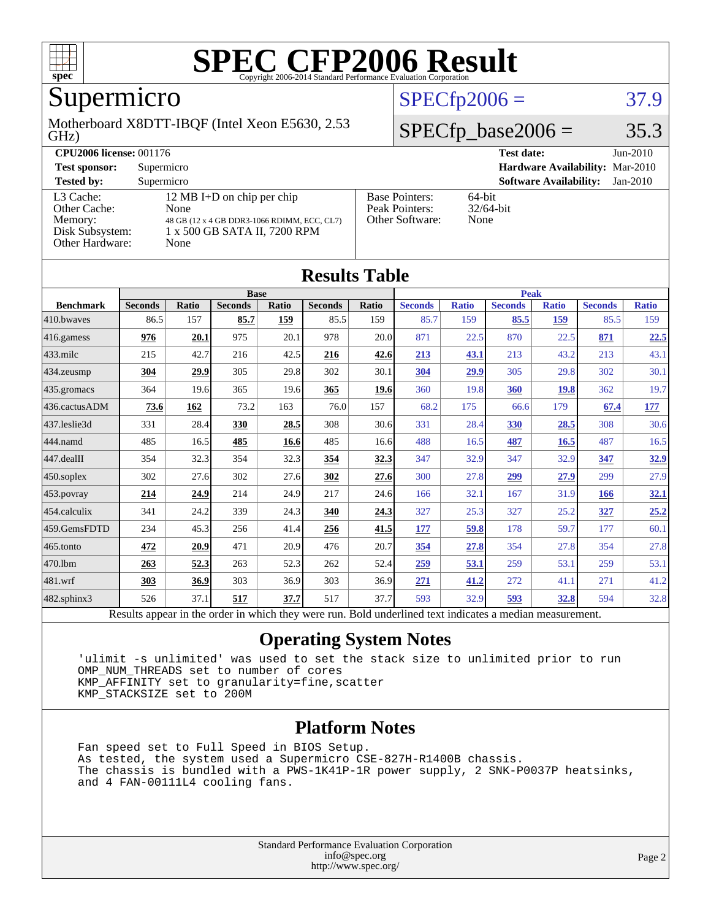# SPEC CFP2006 Result

Copyright 2006-2014 Standard Performance Evaluation Corporation

## Supermicro

Motherboard X8DTT-IBQF (Intel Xeon E5630, 2.53 GHz)

SPECfp2006 = 37.9

SPECfp_base2006 = 35.3

| | | | |
|---|---|---|---|
| **CPU2006 license:** 001176 | | **Test date:** | Jun-2010 |
| **Test sponsor:** | Supermicro | **Hardware Availability:** | Mar-2010 |
| **Tested by:** | Supermicro | **Software Availability:** | Jan-2010 |

| | | | |
|---|---|---|---|
| L3 Cache: | 12 MB I+D on chip per chip | Base Pointers: | 64-bit |
| Other Cache: | None | Peak Pointers: | 32/64-bit |
| Memory: | 48 GB (12 x 4 GB DDR3-1066 RDIMM, ECC, CL7) | Other Software: | None |
| Disk Subsystem: | 1 x 500 GB SATA II, 7200 RPM | | |
| Other Hardware: | None | | |

## Results Table

| | Base | | | | | | Peak | | | | | |
|---|---|---|---|---|---|---|---|---|---|---|---|---|
| **Benchmark** | **Seconds** | **Ratio** | **Seconds** | **Ratio** | **Seconds** | **Ratio** | **Seconds** | **Ratio** | **Seconds** | **Ratio** | **Seconds** | **Ratio** |
| 410.bwaves | 86.5 | 157 | **85.7** | **159** | 85.5 | 159 | 85.7 | 159 | **85.5** | **159** | 85.5 | 159 |
| 416.gamess | **976** | **20.1** | 975 | 20.1 | 978 | 20.0 | 871 | 22.5 | 870 | 22.5 | **871** | **22.5** |
| 433.milc | 215 | 42.7 | 216 | 42.5 | **216** | **42.6** | **213** | **43.1** | 213 | 43.2 | 213 | 43.1 |
| 434.zeusmp | **304** | **29.9** | 305 | 29.8 | 302 | 30.1 | **304** | **29.9** | 305 | 29.8 | 302 | 30.1 |
| 435.gromacs | 364 | 19.6 | 365 | 19.6 | **365** | **19.6** | 360 | 19.8 | **360** | **19.8** | 362 | 19.7 |
| 436.cactusADM | **73.6** | **162** | 73.2 | 163 | 76.0 | 157 | 68.2 | 175 | 66.6 | 179 | **67.4** | **177** |
| 437.leslie3d | 331 | 28.4 | **330** | **28.5** | 308 | 30.6 | 331 | 28.4 | **330** | **28.5** | 308 | 30.6 |
| 444.namd | 485 | 16.5 | **485** | **16.6** | 485 | 16.6 | 488 | 16.5 | **487** | **16.5** | 487 | 16.5 |
| 447.dealII | 354 | 32.3 | 354 | 32.3 | **354** | **32.3** | 347 | 32.9 | 347 | 32.9 | **347** | **32.9** |
| 450.soplex | 302 | 27.6 | 302 | 27.6 | **302** | **27.6** | 300 | 27.8 | **299** | **27.9** | 299 | 27.9 |
| 453.povray | **214** | **24.9** | 214 | 24.9 | 217 | 24.6 | 166 | 32.1 | 167 | 31.9 | **166** | **32.1** |
| 454.calculix | 341 | 24.2 | 339 | 24.3 | **340** | **24.3** | 327 | 25.3 | 327 | 25.2 | **327** | **25.2** |
| 459.GemsFDTD | 234 | 45.3 | 256 | 41.4 | **256** | **41.5** | **177** | **59.8** | 178 | 59.7 | 177 | 60.1 |
| 465.tonto | **472** | **20.9** | 471 | 20.9 | 476 | 20.7 | **354** | **27.8** | 354 | 27.8 | 354 | 27.8 |
| 470.lbm | **263** | **52.3** | 263 | 52.3 | 262 | 52.4 | **259** | **53.1** | 259 | 53.1 | 259 | 53.1 |
| 481.wrf | **303** | **36.9** | 303 | 36.9 | 303 | 36.9 | **271** | **41.2** | 272 | 41.1 | 271 | 41.2 |
| 482.sphinx3 | 526 | 37.1 | **517** | **37.7** | 517 | 37.7 | 593 | 32.9 | **593** | **32.8** | 594 | 32.8 |

Results appear in the order in which they were run. Bold underlined text indicates a median measurement.

## Operating System Notes

```
'ulimit -s unlimited' was used to set the stack size to unlimited prior to run
OMP_NUM_THREADS set to number of cores
KMP_AFFINITY set to granularity=fine,scatter
KMP_STACKSIZE set to 200M
```

## Platform Notes

```
Fan speed set to Full Speed in BIOS Setup.
As tested, the system used a Supermicro CSE-827H-R1400B chassis.
The chassis is bundled with a PWS-1K41P-1R power supply, 2 SNK-P0037P heatsinks,
and 4 FAN-00111L4 cooling fans.
```

Standard Performance Evaluation Corporation
info@spec.org
http://www.spec.org/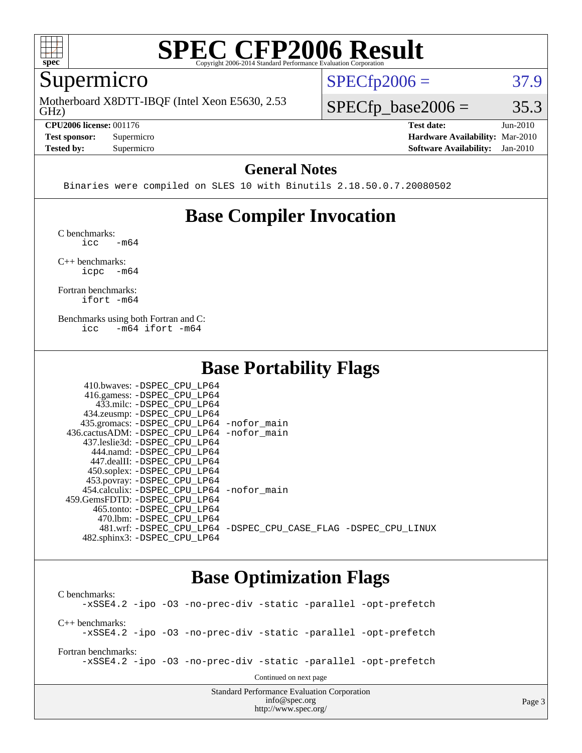# SPEC CFP2006 Result

Copyright 2006-2014 Standard Performance Evaluation Corporation

## Supermicro

Motherboard X8DTT-IBQF (Intel Xeon E5630, 2.53 GHz)

SPECfp2006 = 37.9

SPECfp_base2006 = 35.3

| | | | |
|---|---|---|---|
| **CPU2006 license:** 001176 | | **Test date:** | Jun-2010 |
| **Test sponsor:** | Supermicro | **Hardware Availability:** | Mar-2010 |
| **Tested by:** | Supermicro | **Software Availability:** | Jan-2010 |

## General Notes

```
Binaries were compiled on SLES 10 with Binutils 2.18.50.0.7.20080502
```

## Base Compiler Invocation

C benchmarks:
```
icc   -m64
```

C++ benchmarks:
```
icpc  -m64
```

Fortran benchmarks:
```
ifort -m64
```

Benchmarks using both Fortran and C:
```
icc   -m64 ifort -m64
```

## Base Portability Flags

```
    410.bwaves: -DSPEC_CPU_LP64
    416.gamess: -DSPEC_CPU_LP64
      433.milc: -DSPEC_CPU_LP64
    434.zeusmp: -DSPEC_CPU_LP64
   435.gromacs: -DSPEC_CPU_LP64 -nofor_main
  436.cactusADM: -DSPEC_CPU_LP64 -nofor_main
   437.leslie3d: -DSPEC_CPU_LP64
      444.namd: -DSPEC_CPU_LP64
    447.dealII: -DSPEC_CPU_LP64
    450.soplex: -DSPEC_CPU_LP64
    453.povray: -DSPEC_CPU_LP64
   454.calculix: -DSPEC_CPU_LP64 -nofor_main
  459.GemsFDTD: -DSPEC_CPU_LP64
     465.tonto: -DSPEC_CPU_LP64
      470.lbm: -DSPEC_CPU_LP64
      481.wrf: -DSPEC_CPU_LP64 -DSPEC_CPU_CASE_FLAG -DSPEC_CPU_LINUX
   482.sphinx3: -DSPEC_CPU_LP64
```

## Base Optimization Flags

C benchmarks:
```
-xSSE4.2 -ipo -O3 -no-prec-div -static -parallel -opt-prefetch
```

C++ benchmarks:
```
-xSSE4.2 -ipo -O3 -no-prec-div -static -parallel -opt-prefetch
```

Fortran benchmarks:
```
-xSSE4.2 -ipo -O3 -no-prec-div -static -parallel -opt-prefetch
```

Continued on next page

Standard Performance Evaluation Corporation
info@spec.org
http://www.spec.org/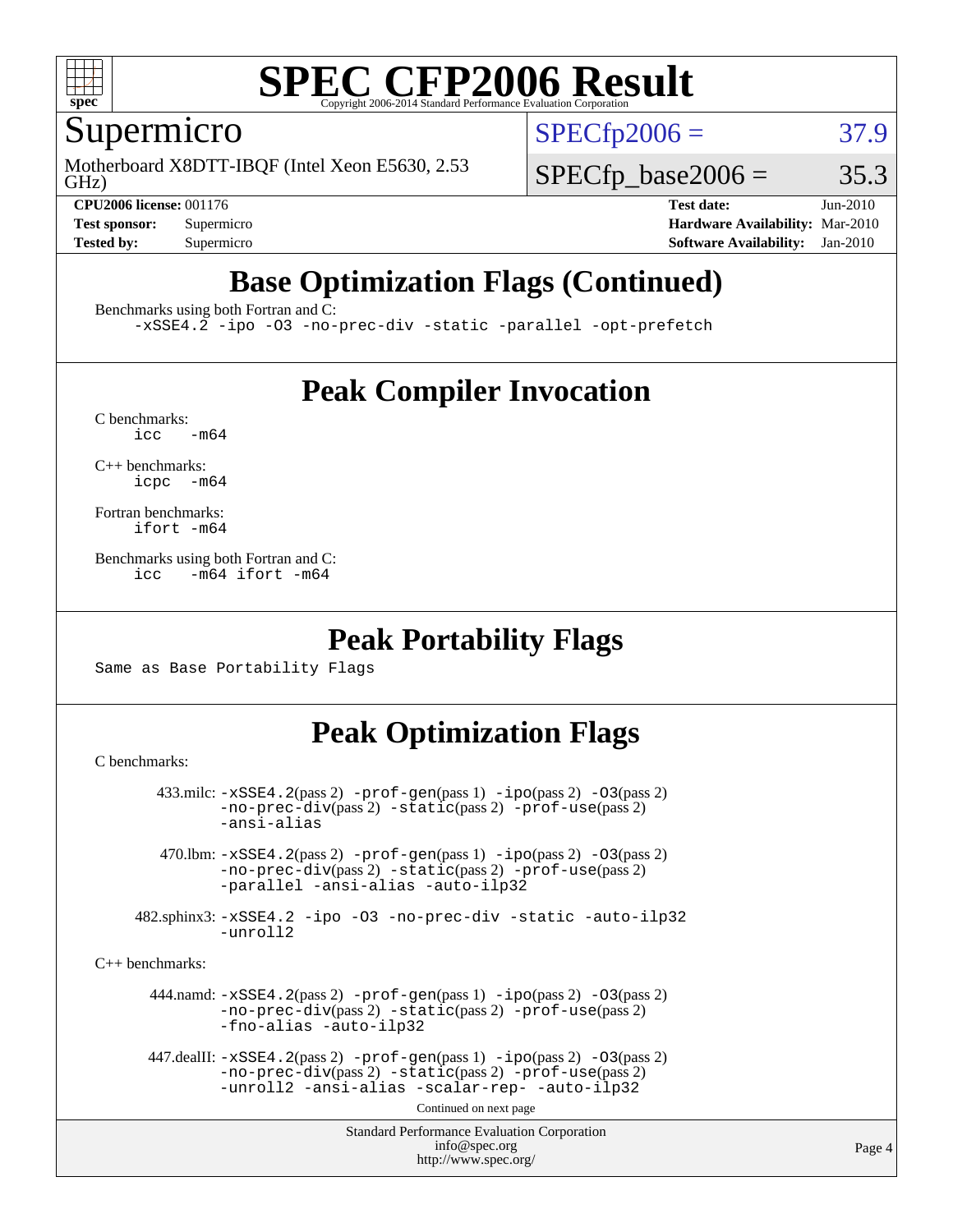# Base Optimization Flags (Continued)

Benchmarks using both Fortran and C:
```
-xSSE4.2 -ipo -O3 -no-prec-div -static -parallel -opt-prefetch
```

# Peak Compiler Invocation

C benchmarks:
```
icc -m64
```

C++ benchmarks:
```
icpc -m64
```

Fortran benchmarks:
```
ifort -m64
```

Benchmarks using both Fortran and C:
```
icc -m64 ifort -m64
```

# Peak Portability Flags

Same as Base Portability Flags

# Peak Optimization Flags

C benchmarks:

433.milc: -xSSE4.2(pass 2) -prof-gen(pass 1) -ipo(pass 2) -O3(pass 2) -no-prec-div(pass 2) -static(pass 2) -prof-use(pass 2) -ansi-alias

470.lbm: -xSSE4.2(pass 2) -prof-gen(pass 1) -ipo(pass 2) -O3(pass 2) -no-prec-div(pass 2) -static(pass 2) -prof-use(pass 2) -parallel -ansi-alias -auto-ilp32

482.sphinx3: -xSSE4.2 -ipo -O3 -no-prec-div -static -auto-ilp32 -unroll2

C++ benchmarks:

444.namd: -xSSE4.2(pass 2) -prof-gen(pass 1) -ipo(pass 2) -O3(pass 2) -no-prec-div(pass 2) -static(pass 2) -prof-use(pass 2) -fno-alias -auto-ilp32

447.dealII: -xSSE4.2(pass 2) -prof-gen(pass 1) -ipo(pass 2) -O3(pass 2) -no-prec-div(pass 2) -static(pass 2) -prof-use(pass 2) -unroll2 -ansi-alias -scalar-rep- -auto-ilp32

Continued on next page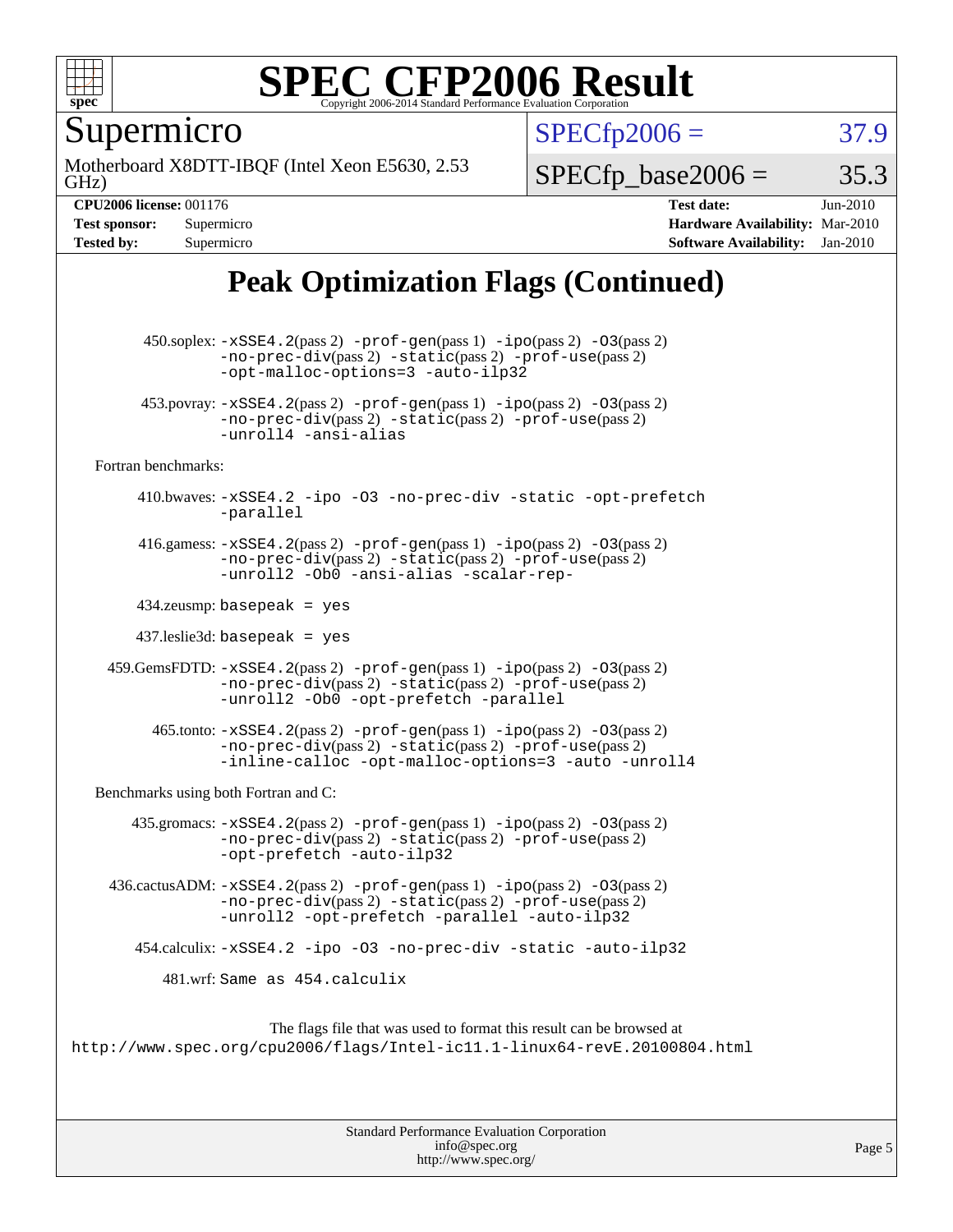# Peak Optimization Flags (Continued)

450.soplex: -xSSE4.2(pass 2) -prof-gen(pass 1) -ipo(pass 2) -O3(pass 2) -no-prec-div(pass 2) -static(pass 2) -prof-use(pass 2) -opt-malloc-options=3 -auto-ilp32

453.povray: -xSSE4.2(pass 2) -prof-gen(pass 1) -ipo(pass 2) -O3(pass 2) -no-prec-div(pass 2) -static(pass 2) -prof-use(pass 2) -unroll4 -ansi-alias

Fortran benchmarks:

410.bwaves: -xSSE4.2 -ipo -O3 -no-prec-div -static -opt-prefetch -parallel

416.gamess: -xSSE4.2(pass 2) -prof-gen(pass 1) -ipo(pass 2) -O3(pass 2) -no-prec-div(pass 2) -static(pass 2) -prof-use(pass 2) -unroll2 -Ob0 -ansi-alias -scalar-rep-

434.zeusmp: basepeak = yes

437.leslie3d: basepeak = yes

459.GemsFDTD: -xSSE4.2(pass 2) -prof-gen(pass 1) -ipo(pass 2) -O3(pass 2) -no-prec-div(pass 2) -static(pass 2) -prof-use(pass 2) -unroll2 -Ob0 -opt-prefetch -parallel

465.tonto: -xSSE4.2(pass 2) -prof-gen(pass 1) -ipo(pass 2) -O3(pass 2) -no-prec-div(pass 2) -static(pass 2) -prof-use(pass 2) -inline-calloc -opt-malloc-options=3 -auto -unroll4

Benchmarks using both Fortran and C:

435.gromacs: -xSSE4.2(pass 2) -prof-gen(pass 1) -ipo(pass 2) -O3(pass 2) -no-prec-div(pass 2) -static(pass 2) -prof-use(pass 2) -opt-prefetch -auto-ilp32

436.cactusADM: -xSSE4.2(pass 2) -prof-gen(pass 1) -ipo(pass 2) -O3(pass 2) -no-prec-div(pass 2) -static(pass 2) -prof-use(pass 2) -unroll2 -opt-prefetch -parallel -auto-ilp32

454.calculix: -xSSE4.2 -ipo -O3 -no-prec-div -static -auto-ilp32

481.wrf: Same as 454.calculix

The flags file that was used to format this result can be browsed at
http://www.spec.org/cpu2006/flags/Intel-ic11.1-linux64-revE.20100804.html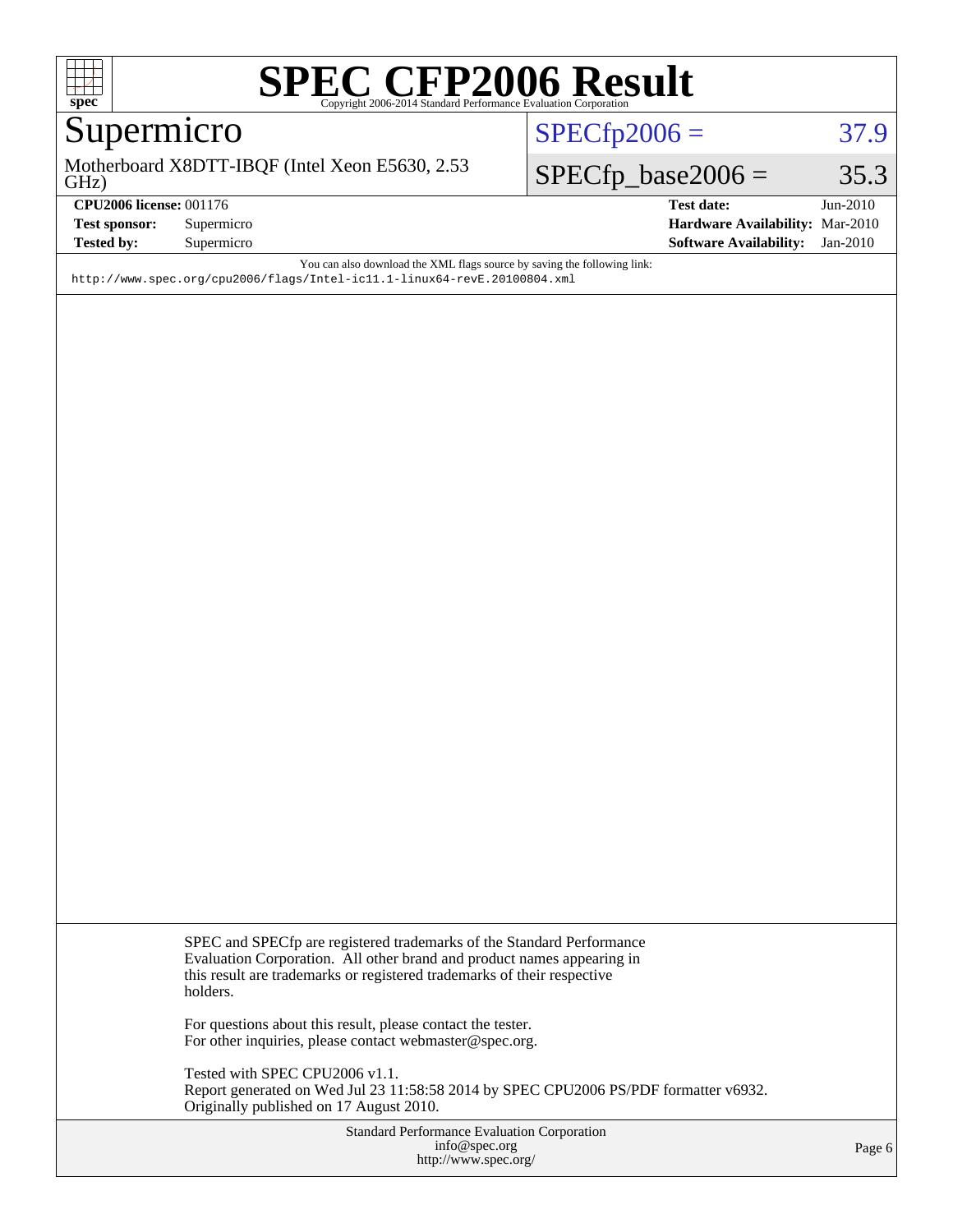# SPEC CFP2006 Result

Copyright 2006-2014 Standard Performance Evaluation Corporation

## Supermicro

Motherboard X8DTT-IBQF (Intel Xeon E5630, 2.53 GHz)

SPECfp2006 = 37.9

SPECfp_base2006 = 35.3

| | | | |
|---|---|---|---|
| **CPU2006 license:** 001176 | | **Test date:** | Jun-2010 |
| **Test sponsor:** | Supermicro | **Hardware Availability:** | Mar-2010 |
| **Tested by:** | Supermicro | **Software Availability:** | Jan-2010 |

You can also download the XML flags source by saving the following link:
http://www.spec.org/cpu2006/flags/Intel-ic11.1-linux64-revE.20100804.xml

SPEC and SPECfp are registered trademarks of the Standard Performance Evaluation Corporation. All other brand and product names appearing in this result are trademarks or registered trademarks of their respective holders.

For questions about this result, please contact the tester.
For other inquiries, please contact webmaster@spec.org.

Tested with SPEC CPU2006 v1.1.
Report generated on Wed Jul 23 11:58:58 2014 by SPEC CPU2006 PS/PDF formatter v6932.
Originally published on 17 August 2010.

Standard Performance Evaluation Corporation
info@spec.org
http://www.spec.org/